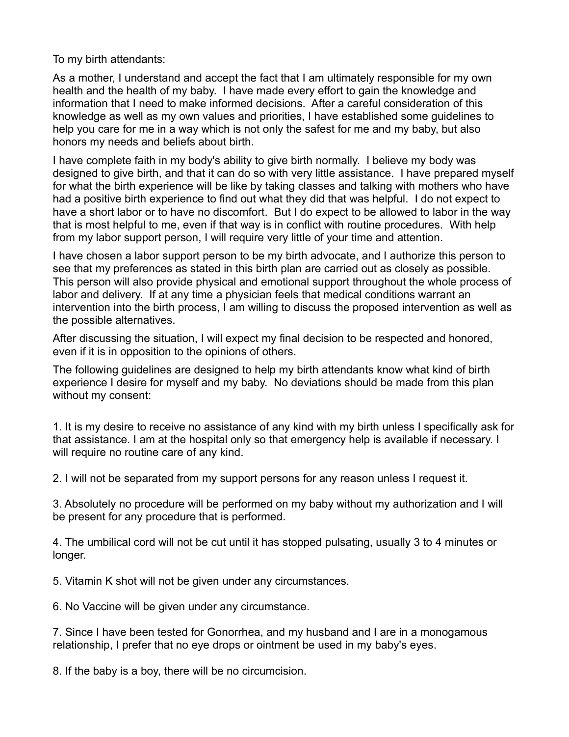To my birth attendants:

As a mother, I understand and accept the fact that I am ultimately responsible for my own health and the health of my baby. I have made every effort to gain the knowledge and information that I need to make informed decisions. After a careful consideration of this knowledge as well as my own values and priorities, I have established some guidelines to help you care for me in a way which is not only the safest for me and my baby, but also honors my needs and beliefs about birth.

I have complete faith in my body's ability to give birth normally. I believe my body was designed to give birth, and that it can do so with very little assistance. I have prepared myself for what the birth experience will be like by taking classes and talking with mothers who have had a positive birth experience to find out what they did that was helpful. I do not expect to have a short labor or to have no discomfort. But I do expect to be allowed to labor in the way that is most helpful to me, even if that way is in conflict with routine procedures. With help from my labor support person, I will require very little of your time and attention.

I have chosen a labor support person to be my birth advocate, and I authorize this person to see that my preferences as stated in this birth plan are carried out as closely as possible. This person will also provide physical and emotional support throughout the whole process of labor and delivery. If at any time a physician feels that medical conditions warrant an intervention into the birth process, I am willing to discuss the proposed intervention as well as the possible alternatives.

After discussing the situation, I will expect my final decision to be respected and honored, even if it is in opposition to the opinions of others.

The following guidelines are designed to help my birth attendants know what kind of birth experience I desire for myself and my baby. No deviations should be made from this plan without my consent:

1. It is my desire to receive no assistance of any kind with my birth unless I specifically ask for that assistance. I am at the hospital only so that emergency help is available if necessary. I will require no routine care of any kind.

2. I will not be separated from my support persons for any reason unless I request it.

3. Absolutely no procedure will be performed on my baby without my authorization and I will be present for any procedure that is performed.

4. The umbilical cord will not be cut until it has stopped pulsating, usually 3 to 4 minutes or longer.

5. Vitamin K shot will not be given under any circumstances.

6. No Vaccine will be given under any circumstance.

7. Since I have been tested for Gonorrhea, and my husband and I are in a monogamous relationship, I prefer that no eye drops or ointment be used in my baby's eyes.

8. If the baby is a boy, there will be no circumcision.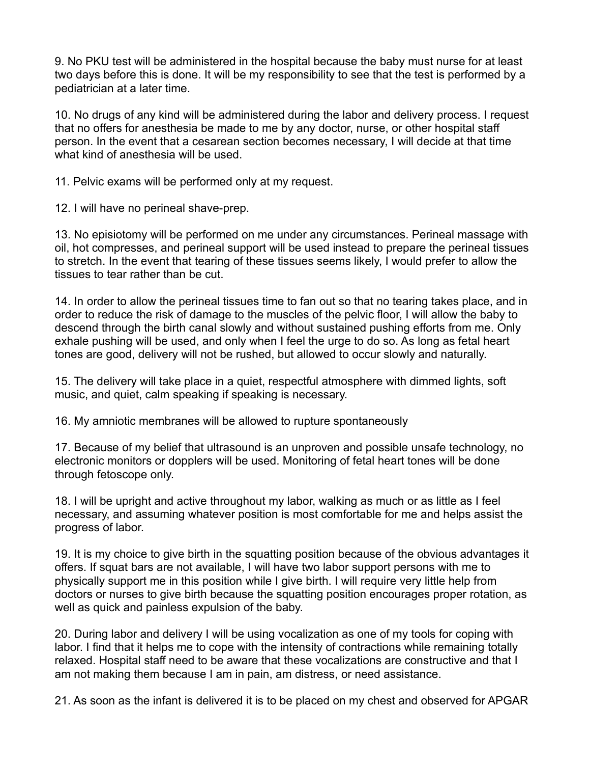9. No PKU test will be administered in the hospital because the baby must nurse for at least two days before this is done. It will be my responsibility to see that the test is performed by a pediatrician at a later time.

10. No drugs of any kind will be administered during the labor and delivery process. I request that no offers for anesthesia be made to me by any doctor, nurse, or other hospital staff person. In the event that a cesarean section becomes necessary, I will decide at that time what kind of anesthesia will be used.

11. Pelvic exams will be performed only at my request.

12. I will have no perineal shave-prep.

13. No episiotomy will be performed on me under any circumstances. Perineal massage with oil, hot compresses, and perineal support will be used instead to prepare the perineal tissues to stretch. In the event that tearing of these tissues seems likely, I would prefer to allow the tissues to tear rather than be cut.

14. In order to allow the perineal tissues time to fan out so that no tearing takes place, and in order to reduce the risk of damage to the muscles of the pelvic floor, I will allow the baby to descend through the birth canal slowly and without sustained pushing efforts from me. Only exhale pushing will be used, and only when I feel the urge to do so. As long as fetal heart tones are good, delivery will not be rushed, but allowed to occur slowly and naturally.

15. The delivery will take place in a quiet, respectful atmosphere with dimmed lights, soft music, and quiet, calm speaking if speaking is necessary.

16. My amniotic membranes will be allowed to rupture spontaneously

17. Because of my belief that ultrasound is an unproven and possible unsafe technology, no electronic monitors or dopplers will be used. Monitoring of fetal heart tones will be done through fetoscope only.

18. I will be upright and active throughout my labor, walking as much or as little as I feel necessary, and assuming whatever position is most comfortable for me and helps assist the progress of labor.

19. It is my choice to give birth in the squatting position because of the obvious advantages it offers. If squat bars are not available, I will have two labor support persons with me to physically support me in this position while I give birth. I will require very little help from doctors or nurses to give birth because the squatting position encourages proper rotation, as well as quick and painless expulsion of the baby.

20. During labor and delivery I will be using vocalization as one of my tools for coping with labor. I find that it helps me to cope with the intensity of contractions while remaining totally relaxed. Hospital staff need to be aware that these vocalizations are constructive and that I am not making them because I am in pain, am distress, or need assistance.

21. As soon as the infant is delivered it is to be placed on my chest and observed for APGAR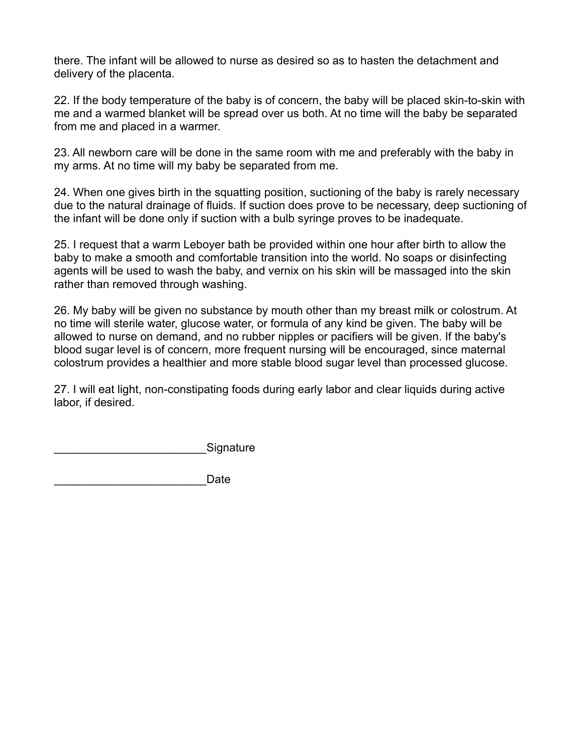there. The infant will be allowed to nurse as desired so as to hasten the detachment and delivery of the placenta.

22. If the body temperature of the baby is of concern, the baby will be placed skin-to-skin with me and a warmed blanket will be spread over us both. At no time will the baby be separated from me and placed in a warmer.

23. All newborn care will be done in the same room with me and preferably with the baby in my arms. At no time will my baby be separated from me.

24. When one gives birth in the squatting position, suctioning of the baby is rarely necessary due to the natural drainage of fluids. If suction does prove to be necessary, deep suctioning of the infant will be done only if suction with a bulb syringe proves to be inadequate.

25. I request that a warm Leboyer bath be provided within one hour after birth to allow the baby to make a smooth and comfortable transition into the world. No soaps or disinfecting agents will be used to wash the baby, and vernix on his skin will be massaged into the skin rather than removed through washing.

26. My baby will be given no substance by mouth other than my breast milk or colostrum. At no time will sterile water, glucose water, or formula of any kind be given. The baby will be allowed to nurse on demand, and no rubber nipples or pacifiers will be given. If the baby's blood sugar level is of concern, more frequent nursing will be encouraged, since maternal colostrum provides a healthier and more stable blood sugar level than processed glucose.

27. I will eat light, non-constipating foods during early labor and clear liquids during active labor, if desired.

________________________Signature

________________________Date